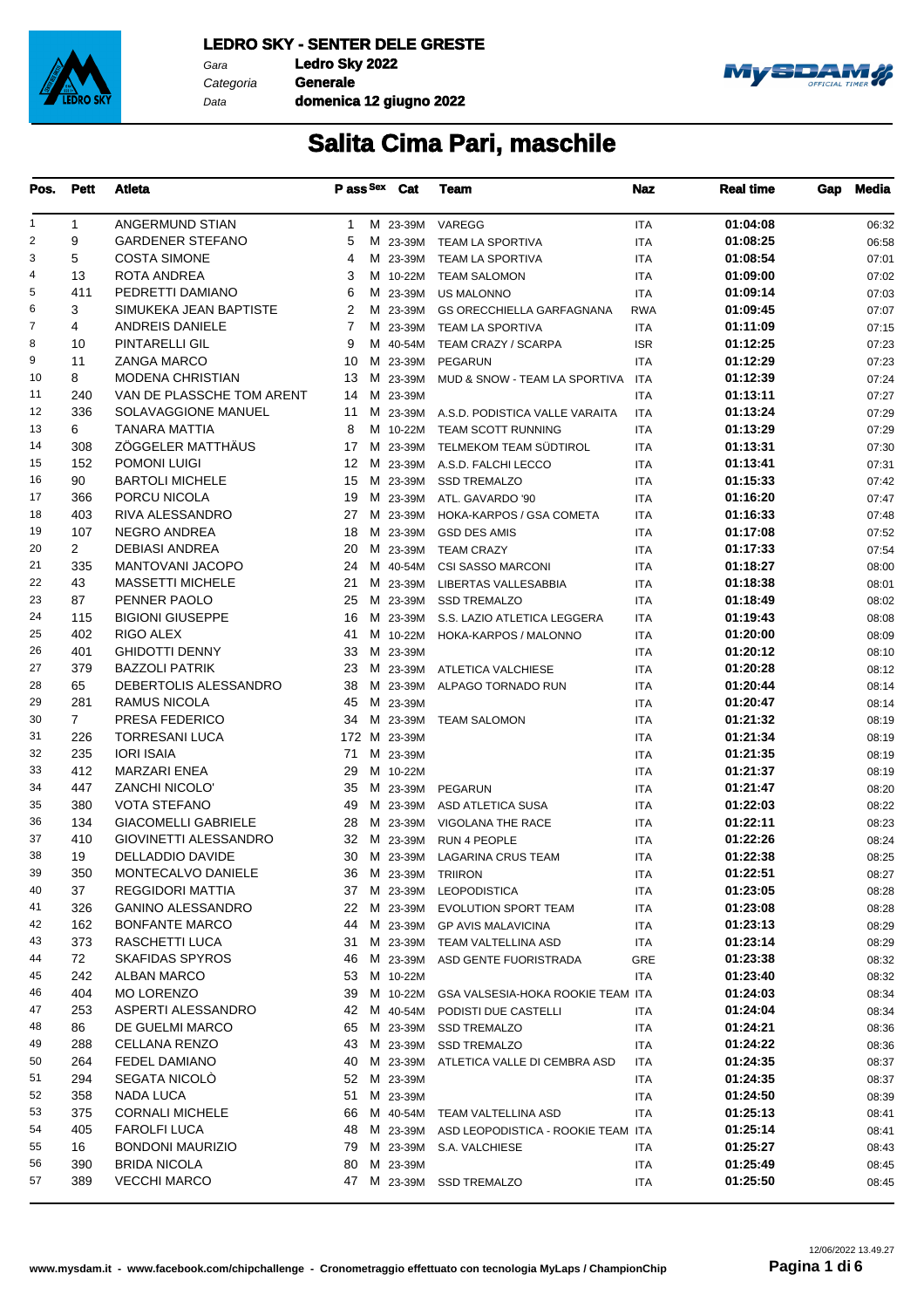**LEDRO SKY - SENTER DELE GRESTE**

Gara **Ledro Sky 2022**
Categoria **Generale**
Data **domenica 12 giugno 2022**

# Salita Cima Pari, maschile

| Pos. | Pett | Atleta | P ass | Sex | Cat | Team | Naz | Real time | Gap | Media |
|---|---|---|---|---|---|---|---|---|---|---|
| 1 | 1 | ANGERMUND STIAN | 1 | M | 23-39M | VAREGG | ITA | 01:04:08 | | 06:32 |
| 2 | 9 | GARDENER STEFANO | 5 | M | 23-39M | TEAM LA SPORTIVA | ITA | 01:08:25 | | 06:58 |
| 3 | 5 | COSTA SIMONE | 4 | M | 23-39M | TEAM LA SPORTIVA | ITA | 01:08:54 | | 07:01 |
| 4 | 13 | ROTA ANDREA | 3 | M | 10-22M | TEAM SALOMON | ITA | 01:09:00 | | 07:02 |
| 5 | 411 | PEDRETTI DAMIANO | 6 | M | 23-39M | US MALONNO | ITA | 01:09:14 | | 07:03 |
| 6 | 3 | SIMUKEKA JEAN BAPTISTE | 2 | M | 23-39M | GS ORECCHIELLA GARFAGNANA | RWA | 01:09:45 | | 07:07 |
| 7 | 4 | ANDREIS DANIELE | 7 | M | 23-39M | TEAM LA SPORTIVA | ITA | 01:11:09 | | 07:15 |
| 8 | 10 | PINTARELLI GIL | 9 | M | 40-54M | TEAM CRAZY / SCARPA | ISR | 01:12:25 | | 07:23 |
| 9 | 11 | ZANGA MARCO | 10 | M | 23-39M | PEGARUN | ITA | 01:12:29 | | 07:23 |
| 10 | 8 | MODENA CHRISTIAN | 13 | M | 23-39M | MUD & SNOW - TEAM LA SPORTIVA | ITA | 01:12:39 | | 07:24 |
| 11 | 240 | VAN DE PLASSCHE TOM ARENT | 14 | M | 23-39M | | ITA | 01:13:11 | | 07:27 |
| 12 | 336 | SOLAVAGGIONE MANUEL | 11 | M | 23-39M | A.S.D. PODISTICA VALLE VARAITA | ITA | 01:13:24 | | 07:29 |
| 13 | 6 | TANARA MATTIA | 8 | M | 10-22M | TEAM SCOTT RUNNING | ITA | 01:13:29 | | 07:29 |
| 14 | 308 | ZÖGGELER MATTHÄUS | 17 | M | 23-39M | TELMEKOM TEAM SÜDTIROL | ITA | 01:13:31 | | 07:30 |
| 15 | 152 | POMONI LUIGI | 12 | M | 23-39M | A.S.D. FALCHI LECCO | ITA | 01:13:41 | | 07:31 |
| 16 | 90 | BARTOLI MICHELE | 15 | M | 23-39M | SSD TREMALZO | ITA | 01:15:33 | | 07:42 |
| 17 | 366 | PORCU NICOLA | 19 | M | 23-39M | ATL. GAVARDO '90 | ITA | 01:16:20 | | 07:47 |
| 18 | 403 | RIVA ALESSANDRO | 27 | M | 23-39M | HOKA-KARPOS / GSA COMETA | ITA | 01:16:33 | | 07:48 |
| 19 | 107 | NEGRO ANDREA | 18 | M | 23-39M | GSD DES AMIS | ITA | 01:17:08 | | 07:52 |
| 20 | 2 | DEBIASI ANDREA | 20 | M | 23-39M | TEAM CRAZY | ITA | 01:17:33 | | 07:54 |
| 21 | 335 | MANTOVANI JACOPO | 24 | M | 40-54M | CSI SASSO MARCONI | ITA | 01:18:27 | | 08:00 |
| 22 | 43 | MASSETTI MICHELE | 21 | M | 23-39M | LIBERTAS VALLESABBIA | ITA | 01:18:38 | | 08:01 |
| 23 | 87 | PENNER PAOLO | 25 | M | 23-39M | SSD TREMALZO | ITA | 01:18:49 | | 08:02 |
| 24 | 115 | BIGIONI GIUSEPPE | 16 | M | 23-39M | S.S. LAZIO ATLETICA LEGGERA | ITA | 01:19:43 | | 08:08 |
| 25 | 402 | RIGO ALEX | 41 | M | 10-22M | HOKA-KARPOS / MALONNO | ITA | 01:20:00 | | 08:09 |
| 26 | 401 | GHIDOTTI DENNY | 33 | M | 23-39M | | ITA | 01:20:12 | | 08:10 |
| 27 | 379 | BAZZOLI PATRIK | 23 | M | 23-39M | ATLETICA VALCHIESE | ITA | 01:20:28 | | 08:12 |
| 28 | 65 | DEBERTOLIS ALESSANDRO | 38 | M | 23-39M | ALPAGO TORNADO RUN | ITA | 01:20:44 | | 08:14 |
| 29 | 281 | RAMUS NICOLA | 45 | M | 23-39M | | ITA | 01:20:47 | | 08:14 |
| 30 | 7 | PRESA FEDERICO | 34 | M | 23-39M | TEAM SALOMON | ITA | 01:21:32 | | 08:19 |
| 31 | 226 | TORRESANI LUCA | 172 | M | 23-39M | | ITA | 01:21:34 | | 08:19 |
| 32 | 235 | IORI ISAIA | 71 | M | 23-39M | | ITA | 01:21:35 | | 08:19 |
| 33 | 412 | MARZARI ENEA | 29 | M | 10-22M | | ITA | 01:21:37 | | 08:19 |
| 34 | 447 | ZANCHI NICOLO' | 35 | M | 23-39M | PEGARUN | ITA | 01:21:47 | | 08:20 |
| 35 | 380 | VOTA STEFANO | 49 | M | 23-39M | ASD ATLETICA SUSA | ITA | 01:22:03 | | 08:22 |
| 36 | 134 | GIACOMELLI GABRIELE | 28 | M | 23-39M | VIGOLANA THE RACE | ITA | 01:22:11 | | 08:23 |
| 37 | 410 | GIOVINETTI ALESSANDRO | 32 | M | 23-39M | RUN 4 PEOPLE | ITA | 01:22:26 | | 08:24 |
| 38 | 19 | DELLADDIO DAVIDE | 30 | M | 23-39M | LAGARINA CRUS TEAM | ITA | 01:22:38 | | 08:25 |
| 39 | 350 | MONTECALVO DANIELE | 36 | M | 23-39M | TRIIRON | ITA | 01:22:51 | | 08:27 |
| 40 | 37 | REGGIDORI MATTIA | 37 | M | 23-39M | LEOPODISTICA | ITA | 01:23:05 | | 08:28 |
| 41 | 326 | GANINO ALESSANDRO | 22 | M | 23-39M | EVOLUTION SPORT TEAM | ITA | 01:23:08 | | 08:28 |
| 42 | 162 | BONFANTE MARCO | 44 | M | 23-39M | GP AVIS MALAVICINA | ITA | 01:23:13 | | 08:29 |
| 43 | 373 | RASCHETTI LUCA | 31 | M | 23-39M | TEAM VALTELLINA ASD | ITA | 01:23:14 | | 08:29 |
| 44 | 72 | SKAFIDAS SPYROS | 46 | M | 23-39M | ASD GENTE FUORISTRADA | GRE | 01:23:38 | | 08:32 |
| 45 | 242 | ALBAN MARCO | 53 | M | 10-22M | | ITA | 01:23:40 | | 08:32 |
| 46 | 404 | MO LORENZO | 39 | M | 10-22M | GSA VALSESIA-HOKA ROOKIE TEAM | ITA | 01:24:03 | | 08:34 |
| 47 | 253 | ASPERTI ALESSANDRO | 42 | M | 40-54M | PODISTI DUE CASTELLI | ITA | 01:24:04 | | 08:34 |
| 48 | 86 | DE GUELMI MARCO | 65 | M | 23-39M | SSD TREMALZO | ITA | 01:24:21 | | 08:36 |
| 49 | 288 | CELLANA RENZO | 43 | M | 23-39M | SSD TREMALZO | ITA | 01:24:22 | | 08:36 |
| 50 | 264 | FEDEL DAMIANO | 40 | M | 23-39M | ATLETICA VALLE DI CEMBRA ASD | ITA | 01:24:35 | | 08:37 |
| 51 | 294 | SEGATA NICOLÒ | 52 | M | 23-39M | | ITA | 01:24:35 | | 08:37 |
| 52 | 358 | NADA LUCA | 51 | M | 23-39M | | ITA | 01:24:50 | | 08:39 |
| 53 | 375 | CORNALI MICHELE | 66 | M | 40-54M | TEAM VALTELLINA ASD | ITA | 01:25:13 | | 08:41 |
| 54 | 405 | FAROLFI LUCA | 48 | M | 23-39M | ASD LEOPODISTICA - ROOKIE TEAM | ITA | 01:25:14 | | 08:41 |
| 55 | 16 | BONDONI MAURIZIO | 79 | M | 23-39M | S.A. VALCHIESE | ITA | 01:25:27 | | 08:43 |
| 56 | 390 | BRIDA NICOLA | 80 | M | 23-39M | | ITA | 01:25:49 | | 08:45 |
| 57 | 389 | VECCHI MARCO | 47 | M | 23-39M | SSD TREMALZO | ITA | 01:25:50 | | 08:45 |

12/06/2022 13.49.27

www.mysdam.it - www.facebook.com/chipchallenge - Cronometraggio effettuato con tecnologia MyLaps / ChampionChip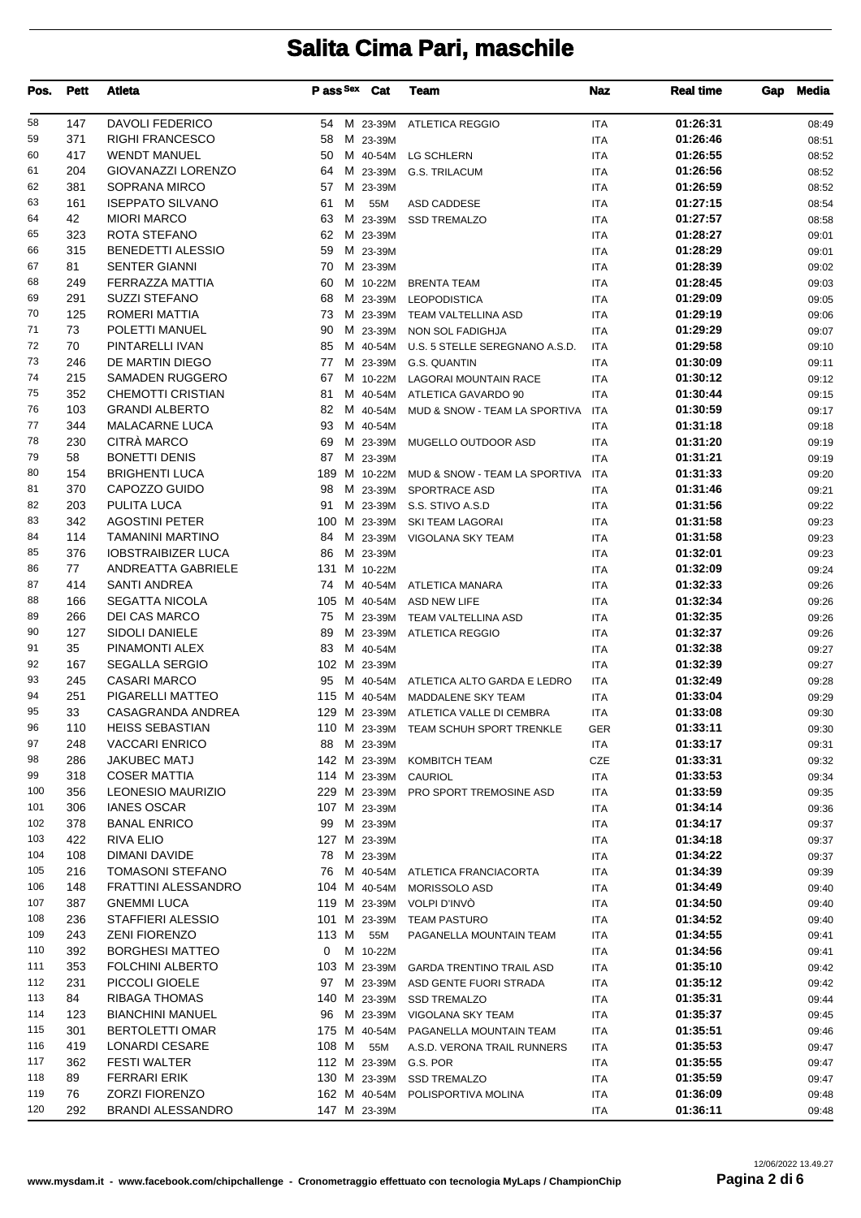# Salita Cima Pari, maschile

| Pos. | Pett | Atleta | P ass | Sex | Cat | Team | Naz | Real time | Gap | Media |
|---|---|---|---|---|---|---|---|---|---|---|
| 58 | 147 | DAVOLI FEDERICO | 54 | M | 23-39M | ATLETICA REGGIO | ITA | 01:26:31 | | 08:49 |
| 59 | 371 | RIGHI FRANCESCO | 58 | M | 23-39M | | ITA | 01:26:46 | | 08:51 |
| 60 | 417 | WENDT MANUEL | 50 | M | 40-54M | LG SCHLERN | ITA | 01:26:55 | | 08:52 |
| 61 | 204 | GIOVANAZZI LORENZO | 64 | M | 23-39M | G.S. TRILACUM | ITA | 01:26:56 | | 08:52 |
| 62 | 381 | SOPRANA MIRCO | 57 | M | 23-39M | | ITA | 01:26:59 | | 08:52 |
| 63 | 161 | ISEPPATO SILVANO | 61 | M | 55M | ASD CADDESE | ITA | 01:27:15 | | 08:54 |
| 64 | 42 | MIORI MARCO | 63 | M | 23-39M | SSD TREMALZO | ITA | 01:27:57 | | 08:58 |
| 65 | 323 | ROTA STEFANO | 62 | M | 23-39M | | ITA | 01:28:27 | | 09:01 |
| 66 | 315 | BENEDETTI ALESSIO | 59 | M | 23-39M | | ITA | 01:28:29 | | 09:01 |
| 67 | 81 | SENTER GIANNI | 70 | M | 23-39M | | ITA | 01:28:39 | | 09:02 |
| 68 | 249 | FERRAZZA MATTIA | 60 | M | 10-22M | BRENTA TEAM | ITA | 01:28:45 | | 09:03 |
| 69 | 291 | SUZZI STEFANO | 68 | M | 23-39M | LEOPODISTICA | ITA | 01:29:09 | | 09:05 |
| 70 | 125 | ROMERI MATTIA | 73 | M | 23-39M | TEAM VALTELLINA ASD | ITA | 01:29:19 | | 09:06 |
| 71 | 73 | POLETTI MANUEL | 90 | M | 23-39M | NON SOL FADIGHJA | ITA | 01:29:29 | | 09:07 |
| 72 | 70 | PINTARELLI IVAN | 85 | M | 40-54M | U.S. 5 STELLE SEREGNANO A.S.D. | ITA | 01:29:58 | | 09:10 |
| 73 | 246 | DE MARTIN DIEGO | 77 | M | 23-39M | G.S. QUANTIN | ITA | 01:30:09 | | 09:11 |
| 74 | 215 | SAMADEN RUGGERO | 67 | M | 10-22M | LAGORAI MOUNTAIN RACE | ITA | 01:30:12 | | 09:12 |
| 75 | 352 | CHEMOTTI CRISTIAN | 81 | M | 40-54M | ATLETICA GAVARDO 90 | ITA | 01:30:44 | | 09:15 |
| 76 | 103 | GRANDI ALBERTO | 82 | M | 40-54M | MUD & SNOW - TEAM LA SPORTIVA | ITA | 01:30:59 | | 09:17 |
| 77 | 344 | MALACARNE LUCA | 93 | M | 40-54M | | ITA | 01:31:18 | | 09:18 |
| 78 | 230 | CITRÀ MARCO | 69 | M | 23-39M | MUGELLO OUTDOOR ASD | ITA | 01:31:20 | | 09:19 |
| 79 | 58 | BONETTI DENIS | 87 | M | 23-39M | | ITA | 01:31:21 | | 09:19 |
| 80 | 154 | BRIGHENTI LUCA | 189 | M | 10-22M | MUD & SNOW - TEAM LA SPORTIVA | ITA | 01:31:33 | | 09:20 |
| 81 | 370 | CAPOZZO GUIDO | 98 | M | 23-39M | SPORTRACE ASD | ITA | 01:31:46 | | 09:21 |
| 82 | 203 | PULITA LUCA | 91 | M | 23-39M | S.S. STIVO A.S.D | ITA | 01:31:56 | | 09:22 |
| 83 | 342 | AGOSTINI PETER | 100 | M | 23-39M | SKI TEAM LAGORAI | ITA | 01:31:58 | | 09:23 |
| 84 | 114 | TAMANINI MARTINO | 84 | M | 23-39M | VIGOLANA SKY TEAM | ITA | 01:31:58 | | 09:23 |
| 85 | 376 | IOBSTRAIBIZER LUCA | 86 | M | 23-39M | | ITA | 01:32:01 | | 09:23 |
| 86 | 77 | ANDREATTA GABRIELE | 131 | M | 10-22M | | ITA | 01:32:09 | | 09:24 |
| 87 | 414 | SANTI ANDREA | 74 | M | 40-54M | ATLETICA MANARA | ITA | 01:32:33 | | 09:26 |
| 88 | 166 | SEGATTA NICOLA | 105 | M | 40-54M | ASD NEW LIFE | ITA | 01:32:34 | | 09:26 |
| 89 | 266 | DEI CAS MARCO | 75 | M | 23-39M | TEAM VALTELLINA ASD | ITA | 01:32:35 | | 09:26 |
| 90 | 127 | SIDOLI DANIELE | 89 | M | 23-39M | ATLETICA REGGIO | ITA | 01:32:37 | | 09:26 |
| 91 | 35 | PINAMONTI ALEX | 83 | M | 40-54M | | ITA | 01:32:38 | | 09:27 |
| 92 | 167 | SEGALLA SERGIO | 102 | M | 23-39M | | ITA | 01:32:39 | | 09:27 |
| 93 | 245 | CASARI MARCO | 95 | M | 40-54M | ATLETICA ALTO GARDA E LEDRO | ITA | 01:32:49 | | 09:28 |
| 94 | 251 | PIGARELLI MATTEO | 115 | M | 40-54M | MADDALENE SKY TEAM | ITA | 01:33:04 | | 09:29 |
| 95 | 33 | CASAGRANDA ANDREA | 129 | M | 23-39M | ATLETICA VALLE DI CEMBRA | ITA | 01:33:08 | | 09:30 |
| 96 | 110 | HEISS SEBASTIAN | 110 | M | 23-39M | TEAM SCHUH SPORT TRENKLE | GER | 01:33:11 | | 09:30 |
| 97 | 248 | VACCARI ENRICO | 88 | M | 23-39M | | ITA | 01:33:17 | | 09:31 |
| 98 | 286 | JAKUBEC MATJ | 142 | M | 23-39M | KOMBITCH TEAM | CZE | 01:33:31 | | 09:32 |
| 99 | 318 | COSER MATTIA | 114 | M | 23-39M | CAURIOL | ITA | 01:33:53 | | 09:34 |
| 100 | 356 | LEONESIO MAURIZIO | 229 | M | 23-39M | PRO SPORT TREMOSINE ASD | ITA | 01:33:59 | | 09:35 |
| 101 | 306 | IANES OSCAR | 107 | M | 23-39M | | ITA | 01:34:14 | | 09:36 |
| 102 | 378 | BANAL ENRICO | 99 | M | 23-39M | | ITA | 01:34:17 | | 09:37 |
| 103 | 422 | RIVA ELIO | 127 | M | 23-39M | | ITA | 01:34:18 | | 09:37 |
| 104 | 108 | DIMANI DAVIDE | 78 | M | 23-39M | | ITA | 01:34:22 | | 09:37 |
| 105 | 216 | TOMASONI STEFANO | 76 | M | 40-54M | ATLETICA FRANCIACORTA | ITA | 01:34:39 | | 09:39 |
| 106 | 148 | FRATTINI ALESSANDRO | 104 | M | 40-54M | MORISSOLO ASD | ITA | 01:34:49 | | 09:40 |
| 107 | 387 | GNEMMI LUCA | 119 | M | 23-39M | VOLPI D'INVÒ | ITA | 01:34:50 | | 09:40 |
| 108 | 236 | STAFFIERI ALESSIO | 101 | M | 23-39M | TEAM PASTURO | ITA | 01:34:52 | | 09:40 |
| 109 | 243 | ZENI FIORENZO | 113 | M | 55M | PAGANELLA MOUNTAIN TEAM | ITA | 01:34:55 | | 09:41 |
| 110 | 392 | BORGHESI MATTEO | 0 | M | 10-22M | | ITA | 01:34:56 | | 09:41 |
| 111 | 353 | FOLCHINI ALBERTO | 103 | M | 23-39M | GARDA TRENTINO TRAIL ASD | ITA | 01:35:10 | | 09:42 |
| 112 | 231 | PICCOLI GIOELE | 97 | M | 23-39M | ASD GENTE FUORI STRADA | ITA | 01:35:12 | | 09:42 |
| 113 | 84 | RIBAGA THOMAS | 140 | M | 23-39M | SSD TREMALZO | ITA | 01:35:31 | | 09:44 |
| 114 | 123 | BIANCHINI MANUEL | 96 | M | 23-39M | VIGOLANA SKY TEAM | ITA | 01:35:37 | | 09:45 |
| 115 | 301 | BERTOLETTI OMAR | 175 | M | 40-54M | PAGANELLA MOUNTAIN TEAM | ITA | 01:35:51 | | 09:46 |
| 116 | 419 | LONARDI CESARE | 108 | M | 55M | A.S.D. VERONA TRAIL RUNNERS | ITA | 01:35:53 | | 09:47 |
| 117 | 362 | FESTI WALTER | 112 | M | 23-39M | G.S. POR | ITA | 01:35:55 | | 09:47 |
| 118 | 89 | FERRARI ERIK | 130 | M | 23-39M | SSD TREMALZO | ITA | 01:35:59 | | 09:47 |
| 119 | 76 | ZORZI FIORENZO | 162 | M | 40-54M | POLISPORTIVA MOLINA | ITA | 01:36:09 | | 09:48 |
| 120 | 292 | BRANDI ALESSANDRO | 147 | M | 23-39M | | ITA | 01:36:11 | | 09:48 |

www.mysdam.it - www.facebook.com/chipchallenge - Cronometraggio effettuato con tecnologia MyLaps / ChampionChip

12/06/2022 13.49.27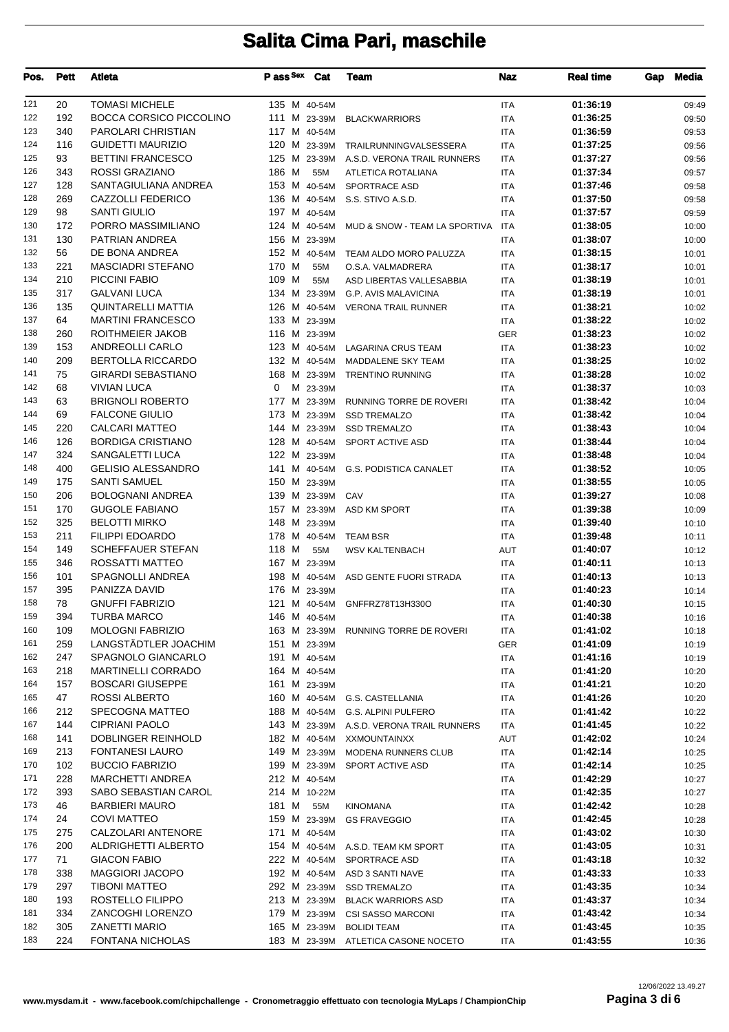# Salita Cima Pari, maschile

| Pos. | Pett | Atleta | P ass | Sex | Cat | Team | Naz | Real time | Gap | Media |
|---|---|---|---|---|---|---|---|---|---|---|
| 121 | 20 | TOMASI MICHELE | 135 | M | 40-54M | | ITA | 01:36:19 | | 09:49 |
| 122 | 192 | BOCCA CORSICO PICCOLINO | 111 | M | 23-39M | BLACKWARRIORS | ITA | 01:36:25 | | 09:50 |
| 123 | 340 | PAROLARI CHRISTIAN | 117 | M | 40-54M | | ITA | 01:36:59 | | 09:53 |
| 124 | 116 | GUIDETTI MAURIZIO | 120 | M | 23-39M | TRAILRUNNINGVALSESSERA | ITA | 01:37:25 | | 09:56 |
| 125 | 93 | BETTINI FRANCESCO | 125 | M | 23-39M | A.S.D. VERONA TRAIL RUNNERS | ITA | 01:37:27 | | 09:56 |
| 126 | 343 | ROSSI GRAZIANO | 186 | M | 55M | ATLETICA ROTALIANA | ITA | 01:37:34 | | 09:57 |
| 127 | 128 | SANTAGIULIANA ANDREA | 153 | M | 40-54M | SPORTRACE ASD | ITA | 01:37:46 | | 09:58 |
| 128 | 269 | CAZZOLLI FEDERICO | 136 | M | 40-54M | S.S. STIVO A.S.D. | ITA | 01:37:50 | | 09:58 |
| 129 | 98 | SANTI GIULIO | 197 | M | 40-54M | | ITA | 01:37:57 | | 09:59 |
| 130 | 172 | PORRO MASSIMILIANO | 124 | M | 40-54M | MUD & SNOW - TEAM LA SPORTIVA | ITA | 01:38:05 | | 10:00 |
| 131 | 130 | PATRIAN ANDREA | 156 | M | 23-39M | | ITA | 01:38:07 | | 10:00 |
| 132 | 56 | DE BONA ANDREA | 152 | M | 40-54M | TEAM ALDO MORO PALUZZA | ITA | 01:38:15 | | 10:01 |
| 133 | 221 | MASCIADRI STEFANO | 170 | M | 55M | O.S.A. VALMADRERA | ITA | 01:38:17 | | 10:01 |
| 134 | 210 | PICCINI FABIO | 109 | M | 55M | ASD LIBERTAS VALLESABBIA | ITA | 01:38:19 | | 10:01 |
| 135 | 317 | GALVANI LUCA | 134 | M | 23-39M | G.P. AVIS MALAVICINA | ITA | 01:38:19 | | 10:01 |
| 136 | 135 | QUINTARELLI MATTIA | 126 | M | 40-54M | VERONA TRAIL RUNNER | ITA | 01:38:21 | | 10:02 |
| 137 | 64 | MARTINI FRANCESCO | 133 | M | 23-39M | | ITA | 01:38:22 | | 10:02 |
| 138 | 260 | ROITHMEIER JAKOB | 116 | M | 23-39M | | GER | 01:38:23 | | 10:02 |
| 139 | 153 | ANDREOLLI CARLO | 123 | M | 40-54M | LAGARINA CRUS TEAM | ITA | 01:38:23 | | 10:02 |
| 140 | 209 | BERTOLLA RICCARDO | 132 | M | 40-54M | MADDALENE SKY TEAM | ITA | 01:38:25 | | 10:02 |
| 141 | 75 | GIRARDI SEBASTIANO | 168 | M | 23-39M | TRENTINO RUNNING | ITA | 01:38:28 | | 10:02 |
| 142 | 68 | VIVIAN LUCA | 0 | M | 23-39M | | ITA | 01:38:37 | | 10:03 |
| 143 | 63 | BRIGNOLI ROBERTO | 177 | M | 23-39M | RUNNING TORRE DE ROVERI | ITA | 01:38:42 | | 10:04 |
| 144 | 69 | FALCONE GIULIO | 173 | M | 23-39M | SSD TREMALZO | ITA | 01:38:42 | | 10:04 |
| 145 | 220 | CALCARI MATTEO | 144 | M | 23-39M | SSD TREMALZO | ITA | 01:38:43 | | 10:04 |
| 146 | 126 | BORDIGA CRISTIANO | 128 | M | 40-54M | SPORT ACTIVE ASD | ITA | 01:38:44 | | 10:04 |
| 147 | 324 | SANGALETTI LUCA | 122 | M | 23-39M | | ITA | 01:38:48 | | 10:04 |
| 148 | 400 | GELISIO ALESSANDRO | 141 | M | 40-54M | G.S. PODISTICA CANALET | ITA | 01:38:52 | | 10:05 |
| 149 | 175 | SANTI SAMUEL | 150 | M | 23-39M | | ITA | 01:38:55 | | 10:05 |
| 150 | 206 | BOLOGNANI ANDREA | 139 | M | 23-39M | CAV | ITA | 01:39:27 | | 10:08 |
| 151 | 170 | GUGOLE FABIANO | 157 | M | 23-39M | ASD KM SPORT | ITA | 01:39:38 | | 10:09 |
| 152 | 325 | BELOTTI MIRKO | 148 | M | 23-39M | | ITA | 01:39:40 | | 10:10 |
| 153 | 211 | FILIPPI EDOARDO | 178 | M | 40-54M | TEAM BSR | ITA | 01:39:48 | | 10:11 |
| 154 | 149 | SCHEFFAUER STEFAN | 118 | M | 55M | WSV KALTENBACH | AUT | 01:40:07 | | 10:12 |
| 155 | 346 | ROSSATTI MATTEO | 167 | M | 23-39M | | ITA | 01:40:11 | | 10:13 |
| 156 | 101 | SPAGNOLLI ANDREA | 198 | M | 40-54M | ASD GENTE FUORI STRADA | ITA | 01:40:13 | | 10:13 |
| 157 | 395 | PANIZZA DAVID | 176 | M | 23-39M | | ITA | 01:40:23 | | 10:14 |
| 158 | 78 | GNUFFI FABRIZIO | 121 | M | 40-54M | GNFFRZ78T13H330O | ITA | 01:40:30 | | 10:15 |
| 159 | 394 | TURBA MARCO | 146 | M | 40-54M | | ITA | 01:40:38 | | 10:16 |
| 160 | 109 | MOLOGNI FABRIZIO | 163 | M | 23-39M | RUNNING TORRE DE ROVERI | ITA | 01:41:02 | | 10:18 |
| 161 | 259 | LANGSTÄDTLER JOACHIM | 151 | M | 23-39M | | GER | 01:41:09 | | 10:19 |
| 162 | 247 | SPAGNOLO GIANCARLO | 191 | M | 40-54M | | ITA | 01:41:16 | | 10:19 |
| 163 | 218 | MARTINELLI CORRADO | 164 | M | 40-54M | | ITA | 01:41:20 | | 10:20 |
| 164 | 157 | BOSCARI GIUSEPPE | 161 | M | 23-39M | | ITA | 01:41:21 | | 10:20 |
| 165 | 47 | ROSSI ALBERTO | 160 | M | 40-54M | G.S. CASTELLANIA | ITA | 01:41:26 | | 10:20 |
| 166 | 212 | SPECOGNA MATTEO | 188 | M | 40-54M | G.S. ALPINI PULFERO | ITA | 01:41:42 | | 10:22 |
| 167 | 144 | CIPRIANI PAOLO | 143 | M | 23-39M | A.S.D. VERONA TRAIL RUNNERS | ITA | 01:41:45 | | 10:22 |
| 168 | 141 | DOBLINGER REINHOLD | 182 | M | 40-54M | XXMOUNTAINXX | AUT | 01:42:02 | | 10:24 |
| 169 | 213 | FONTANESI LAURO | 149 | M | 23-39M | MODENA RUNNERS CLUB | ITA | 01:42:14 | | 10:25 |
| 170 | 102 | BUCCIO FABRIZIO | 199 | M | 23-39M | SPORT ACTIVE ASD | ITA | 01:42:14 | | 10:25 |
| 171 | 228 | MARCHETTI ANDREA | 212 | M | 40-54M | | ITA | 01:42:29 | | 10:27 |
| 172 | 393 | SABO SEBASTIAN CAROL | 214 | M | 10-22M | | ITA | 01:42:35 | | 10:27 |
| 173 | 46 | BARBIERI MAURO | 181 | M | 55M | KINOMANA | ITA | 01:42:42 | | 10:28 |
| 174 | 24 | COVI MATTEO | 159 | M | 23-39M | GS FRAVEGGIO | ITA | 01:42:45 | | 10:28 |
| 175 | 275 | CALZOLARI ANTENORE | 171 | M | 40-54M | | ITA | 01:43:02 | | 10:30 |
| 176 | 200 | ALDRIGHETTI ALBERTO | 154 | M | 40-54M | A.S.D. TEAM KM SPORT | ITA | 01:43:05 | | 10:31 |
| 177 | 71 | GIACON FABIO | 222 | M | 40-54M | SPORTRACE ASD | ITA | 01:43:18 | | 10:32 |
| 178 | 338 | MAGGIORI JACOPO | 192 | M | 40-54M | ASD 3 SANTI NAVE | ITA | 01:43:33 | | 10:33 |
| 179 | 297 | TIBONI MATTEO | 292 | M | 23-39M | SSD TREMALZO | ITA | 01:43:35 | | 10:34 |
| 180 | 193 | ROSTELLO FILIPPO | 213 | M | 23-39M | BLACK WARRIORS ASD | ITA | 01:43:37 | | 10:34 |
| 181 | 334 | ZANCOGHI LORENZO | 179 | M | 23-39M | CSI SASSO MARCONI | ITA | 01:43:42 | | 10:34 |
| 182 | 305 | ZANETTI MARIO | 165 | M | 23-39M | BOLIDI TEAM | ITA | 01:43:45 | | 10:35 |
| 183 | 224 | FONTANA NICHOLAS | 183 | M | 23-39M | ATLETICA CASONE NOCETO | ITA | 01:43:55 | | 10:36 |

12/06/2022 13.49.27

www.mysdam.it - www.facebook.com/chipchallenge - Cronometraggio effettuato con tecnologia MyLaps / ChampionChip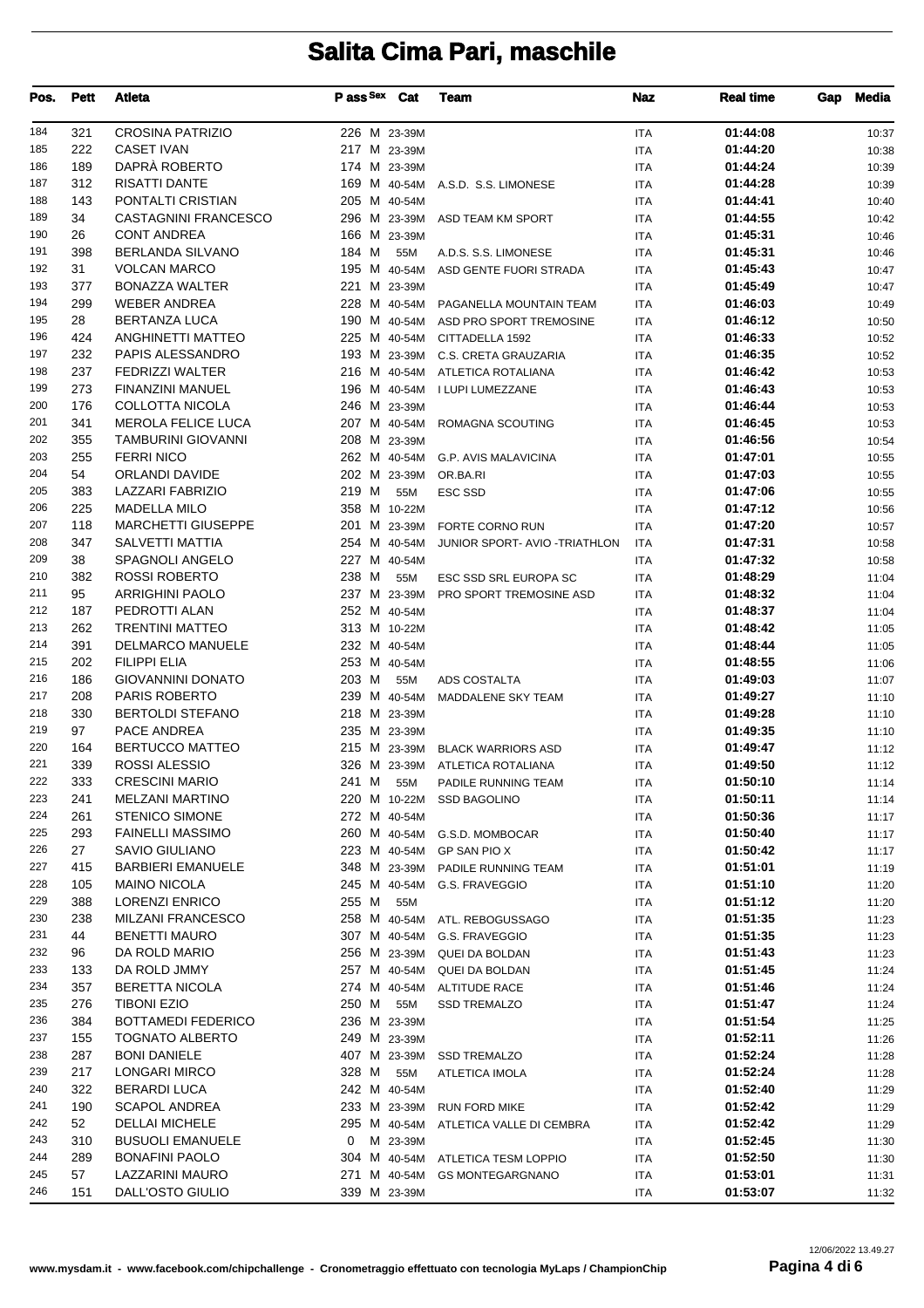# Salita Cima Pari, maschile

| Pos. | Pett | Atleta | P ass | Sex | Cat | Team | Naz | Real time | Gap | Media |
|---|---|---|---|---|---|---|---|---|---|---|
| 184 | 321 | CROSINA PATRIZIO | 226 | M | 23-39M | | ITA | 01:44:08 | | 10:37 |
| 185 | 222 | CASET IVAN | 217 | M | 23-39M | | ITA | 01:44:20 | | 10:38 |
| 186 | 189 | DAPRÀ ROBERTO | 174 | M | 23-39M | | ITA | 01:44:24 | | 10:39 |
| 187 | 312 | RISATTI DANTE | 169 | M | 40-54M | A.S.D. S.S. LIMONESE | ITA | 01:44:28 | | 10:39 |
| 188 | 143 | PONTALTI CRISTIAN | 205 | M | 40-54M | | ITA | 01:44:41 | | 10:40 |
| 189 | 34 | CASTAGNINI FRANCESCO | 296 | M | 23-39M | ASD TEAM KM SPORT | ITA | 01:44:55 | | 10:42 |
| 190 | 26 | CONT ANDREA | 166 | M | 23-39M | | ITA | 01:45:31 | | 10:46 |
| 191 | 398 | BERLANDA SILVANO | 184 | M | 55M | A.D.S. S.S. LIMONESE | ITA | 01:45:31 | | 10:46 |
| 192 | 31 | VOLCAN MARCO | 195 | M | 40-54M | ASD GENTE FUORI STRADA | ITA | 01:45:43 | | 10:47 |
| 193 | 377 | BONAZZA WALTER | 221 | M | 23-39M | | ITA | 01:45:49 | | 10:47 |
| 194 | 299 | WEBER ANDREA | 228 | M | 40-54M | PAGANELLA MOUNTAIN TEAM | ITA | 01:46:03 | | 10:49 |
| 195 | 28 | BERTANZA LUCA | 190 | M | 40-54M | ASD PRO SPORT TREMOSINE | ITA | 01:46:12 | | 10:50 |
| 196 | 424 | ANGHINETTI MATTEO | 225 | M | 40-54M | CITTADELLA 1592 | ITA | 01:46:33 | | 10:52 |
| 197 | 232 | PAPIS ALESSANDRO | 193 | M | 23-39M | C.S. CRETA GRAUZARIA | ITA | 01:46:35 | | 10:52 |
| 198 | 237 | FEDRIZZI WALTER | 216 | M | 40-54M | ATLETICA ROTALIANA | ITA | 01:46:42 | | 10:53 |
| 199 | 273 | FINANZINI MANUEL | 196 | M | 40-54M | I LUPI LUMEZZANE | ITA | 01:46:43 | | 10:53 |
| 200 | 176 | COLLOTTA NICOLA | 246 | M | 23-39M | | ITA | 01:46:44 | | 10:53 |
| 201 | 341 | MEROLA FELICE LUCA | 207 | M | 40-54M | ROMAGNA SCOUTING | ITA | 01:46:45 | | 10:53 |
| 202 | 355 | TAMBURINI GIOVANNI | 208 | M | 23-39M | | ITA | 01:46:56 | | 10:54 |
| 203 | 255 | FERRI NICO | 262 | M | 40-54M | G.P. AVIS MALAVICINA | ITA | 01:47:01 | | 10:55 |
| 204 | 54 | ORLANDI DAVIDE | 202 | M | 23-39M | OR.BA.RI | ITA | 01:47:03 | | 10:55 |
| 205 | 383 | LAZZARI FABRIZIO | 219 | M | 55M | ESC SSD | ITA | 01:47:06 | | 10:55 |
| 206 | 225 | MADELLA MILO | 358 | M | 10-22M | | ITA | 01:47:12 | | 10:56 |
| 207 | 118 | MARCHETTI GIUSEPPE | 201 | M | 23-39M | FORTE CORNO RUN | ITA | 01:47:20 | | 10:57 |
| 208 | 347 | SALVETTI MATTIA | 254 | M | 40-54M | JUNIOR SPORT- AVIO -TRIATHLON | ITA | 01:47:31 | | 10:58 |
| 209 | 38 | SPAGNOLI ANGELO | 227 | M | 40-54M | | ITA | 01:47:32 | | 10:58 |
| 210 | 382 | ROSSI ROBERTO | 238 | M | 55M | ESC SSD SRL EUROPA SC | ITA | 01:48:29 | | 11:04 |
| 211 | 95 | ARRIGHINI PAOLO | 237 | M | 23-39M | PRO SPORT TREMOSINE ASD | ITA | 01:48:32 | | 11:04 |
| 212 | 187 | PEDROTTI ALAN | 252 | M | 40-54M | | ITA | 01:48:37 | | 11:04 |
| 213 | 262 | TRENTINI MATTEO | 313 | M | 10-22M | | ITA | 01:48:42 | | 11:05 |
| 214 | 391 | DELMARCO MANUELE | 232 | M | 40-54M | | ITA | 01:48:44 | | 11:05 |
| 215 | 202 | FILIPPI ELIA | 253 | M | 40-54M | | ITA | 01:48:55 | | 11:06 |
| 216 | 186 | GIOVANNINI DONATO | 203 | M | 55M | ADS COSTALTA | ITA | 01:49:03 | | 11:07 |
| 217 | 208 | PARIS ROBERTO | 239 | M | 40-54M | MADDALENE SKY TEAM | ITA | 01:49:27 | | 11:10 |
| 218 | 330 | BERTOLDI STEFANO | 218 | M | 23-39M | | ITA | 01:49:28 | | 11:10 |
| 219 | 97 | PACE ANDREA | 235 | M | 23-39M | | ITA | 01:49:35 | | 11:10 |
| 220 | 164 | BERTUCCO MATTEO | 215 | M | 23-39M | BLACK WARRIORS ASD | ITA | 01:49:47 | | 11:12 |
| 221 | 339 | ROSSI ALESSIO | 326 | M | 23-39M | ATLETICA ROTALIANA | ITA | 01:49:50 | | 11:12 |
| 222 | 333 | CRESCINI MARIO | 241 | M | 55M | PADILE RUNNING TEAM | ITA | 01:50:10 | | 11:14 |
| 223 | 241 | MELZANI MARTINO | 220 | M | 10-22M | SSD BAGOLINO | ITA | 01:50:11 | | 11:14 |
| 224 | 261 | STENICO SIMONE | 272 | M | 40-54M | | ITA | 01:50:36 | | 11:17 |
| 225 | 293 | FAINELLI MASSIMO | 260 | M | 40-54M | G.S.D. MOMBOCAR | ITA | 01:50:40 | | 11:17 |
| 226 | 27 | SAVIO GIULIANO | 223 | M | 40-54M | GP SAN PIO X | ITA | 01:50:42 | | 11:17 |
| 227 | 415 | BARBIERI EMANUELE | 348 | M | 23-39M | PADILE RUNNING TEAM | ITA | 01:51:01 | | 11:19 |
| 228 | 105 | MAINO NICOLA | 245 | M | 40-54M | G.S. FRAVEGGIO | ITA | 01:51:10 | | 11:20 |
| 229 | 388 | LORENZI ENRICO | 255 | M | 55M | | ITA | 01:51:12 | | 11:20 |
| 230 | 238 | MILZANI FRANCESCO | 258 | M | 40-54M | ATL. REBOGUSSAGO | ITA | 01:51:35 | | 11:23 |
| 231 | 44 | BENETTI MAURO | 307 | M | 40-54M | G.S. FRAVEGGIO | ITA | 01:51:35 | | 11:23 |
| 232 | 96 | DA ROLD MARIO | 256 | M | 23-39M | QUEI DA BOLDAN | ITA | 01:51:43 | | 11:23 |
| 233 | 133 | DA ROLD JMMY | 257 | M | 40-54M | QUEI DA BOLDAN | ITA | 01:51:45 | | 11:24 |
| 234 | 357 | BERETTA NICOLA | 274 | M | 40-54M | ALTITUDE RACE | ITA | 01:51:46 | | 11:24 |
| 235 | 276 | TIBONI EZIO | 250 | M | 55M | SSD TREMALZO | ITA | 01:51:47 | | 11:24 |
| 236 | 384 | BOTTAMEDI FEDERICO | 236 | M | 23-39M | | ITA | 01:51:54 | | 11:25 |
| 237 | 155 | TOGNATO ALBERTO | 249 | M | 23-39M | | ITA | 01:52:11 | | 11:26 |
| 238 | 287 | BONI DANIELE | 407 | M | 23-39M | SSD TREMALZO | ITA | 01:52:24 | | 11:28 |
| 239 | 217 | LONGARI MIRCO | 328 | M | 55M | ATLETICA IMOLA | ITA | 01:52:24 | | 11:28 |
| 240 | 322 | BERARDI LUCA | 242 | M | 40-54M | | ITA | 01:52:40 | | 11:29 |
| 241 | 190 | SCAPOL ANDREA | 233 | M | 23-39M | RUN FORD MIKE | ITA | 01:52:42 | | 11:29 |
| 242 | 52 | DELLAI MICHELE | 295 | M | 40-54M | ATLETICA VALLE DI CEMBRA | ITA | 01:52:42 | | 11:29 |
| 243 | 310 | BUSUOLI EMANUELE | 0 | M | 23-39M | | ITA | 01:52:45 | | 11:30 |
| 244 | 289 | BONAFINI PAOLO | 304 | M | 40-54M | ATLETICA TESM LOPPIO | ITA | 01:52:50 | | 11:30 |
| 245 | 57 | LAZZARINI MAURO | 271 | M | 40-54M | GS MONTEGARGNANO | ITA | 01:53:01 | | 11:31 |
| 246 | 151 | DALL'OSTO GIULIO | 339 | M | 23-39M | | ITA | 01:53:07 | | 11:32 |

www.mysdam.it - www.facebook.com/chipchallenge - Cronometraggio effettuato con tecnologia MyLaps / ChampionChip

12/06/2022 13.49.27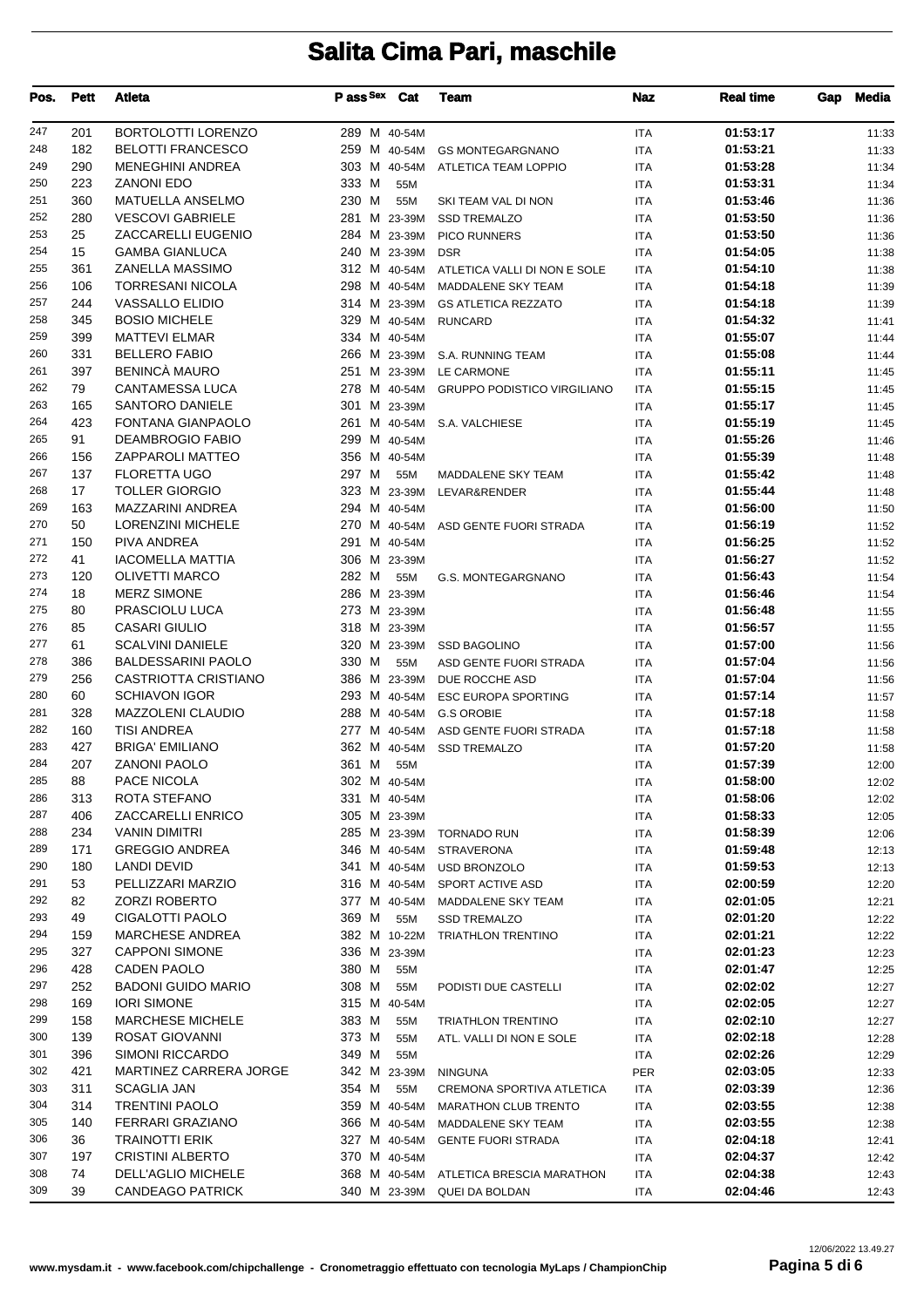# Salita Cima Pari, maschile

| Pos. | Pett | Atleta | P ass | Sex | Cat | Team | Naz | Real time | Gap | Media |
|---|---|---|---|---|---|---|---|---|---|---|
| 247 | 201 | BORTOLOTTI LORENZO | 289 | M | 40-54M | | ITA | 01:53:17 | | 11:33 |
| 248 | 182 | BELOTTI FRANCESCO | 259 | M | 40-54M | GS MONTEGARGNANO | ITA | 01:53:21 | | 11:33 |
| 249 | 290 | MENEGHINI ANDREA | 303 | M | 40-54M | ATLETICA TEAM LOPPIO | ITA | 01:53:28 | | 11:34 |
| 250 | 223 | ZANONI EDO | 333 | M | 55M | | ITA | 01:53:31 | | 11:34 |
| 251 | 360 | MATUELLA ANSELMO | 230 | M | 55M | SKI TEAM VAL DI NON | ITA | 01:53:46 | | 11:36 |
| 252 | 280 | VESCOVI GABRIELE | 281 | M | 23-39M | SSD TREMALZO | ITA | 01:53:50 | | 11:36 |
| 253 | 25 | ZACCARELLI EUGENIO | 284 | M | 23-39M | PICO RUNNERS | ITA | 01:53:50 | | 11:36 |
| 254 | 15 | GAMBA GIANLUCA | 240 | M | 23-39M | DSR | ITA | 01:54:05 | | 11:38 |
| 255 | 361 | ZANELLA MASSIMO | 312 | M | 40-54M | ATLETICA VALLI DI NON E SOLE | ITA | 01:54:10 | | 11:38 |
| 256 | 106 | TORRESANI NICOLA | 298 | M | 40-54M | MADDALENE SKY TEAM | ITA | 01:54:18 | | 11:39 |
| 257 | 244 | VASSALLO ELIDIO | 314 | M | 23-39M | GS ATLETICA REZZATO | ITA | 01:54:18 | | 11:39 |
| 258 | 345 | BOSIO MICHELE | 329 | M | 40-54M | RUNCARD | ITA | 01:54:32 | | 11:41 |
| 259 | 399 | MATTEVI ELMAR | 334 | M | 40-54M | | ITA | 01:55:07 | | 11:44 |
| 260 | 331 | BELLERO FABIO | 266 | M | 23-39M | S.A. RUNNING TEAM | ITA | 01:55:08 | | 11:44 |
| 261 | 397 | BENINCÀ MAURO | 251 | M | 23-39M | LE CARMONE | ITA | 01:55:11 | | 11:45 |
| 262 | 79 | CANTAMESSA LUCA | 278 | M | 40-54M | GRUPPO PODISTICO VIRGILIANO | ITA | 01:55:15 | | 11:45 |
| 263 | 165 | SANTORO DANIELE | 301 | M | 23-39M | | ITA | 01:55:17 | | 11:45 |
| 264 | 423 | FONTANA GIANPAOLO | 261 | M | 40-54M | S.A. VALCHIESE | ITA | 01:55:19 | | 11:45 |
| 265 | 91 | DEAMBROGIO FABIO | 299 | M | 40-54M | | ITA | 01:55:26 | | 11:46 |
| 266 | 156 | ZAPPAROLI MATTEO | 356 | M | 40-54M | | ITA | 01:55:39 | | 11:48 |
| 267 | 137 | FLORETTA UGO | 297 | M | 55M | MADDALENE SKY TEAM | ITA | 01:55:42 | | 11:48 |
| 268 | 17 | TOLLER GIORGIO | 323 | M | 23-39M | LEVAR&RENDER | ITA | 01:55:44 | | 11:48 |
| 269 | 163 | MAZZARINI ANDREA | 294 | M | 40-54M | | ITA | 01:56:00 | | 11:50 |
| 270 | 50 | LORENZINI MICHELE | 270 | M | 40-54M | ASD GENTE FUORI STRADA | ITA | 01:56:19 | | 11:52 |
| 271 | 150 | PIVA ANDREA | 291 | M | 40-54M | | ITA | 01:56:25 | | 11:52 |
| 272 | 41 | IACOMELLA MATTIA | 306 | M | 23-39M | | ITA | 01:56:27 | | 11:52 |
| 273 | 120 | OLIVETTI MARCO | 282 | M | 55M | G.S. MONTEGARGNANO | ITA | 01:56:43 | | 11:54 |
| 274 | 18 | MERZ SIMONE | 286 | M | 23-39M | | ITA | 01:56:46 | | 11:54 |
| 275 | 80 | PRASCIOLU LUCA | 273 | M | 23-39M | | ITA | 01:56:48 | | 11:55 |
| 276 | 85 | CASARI GIULIO | 318 | M | 23-39M | | ITA | 01:56:57 | | 11:55 |
| 277 | 61 | SCALVINI DANIELE | 320 | M | 23-39M | SSD BAGOLINO | ITA | 01:57:00 | | 11:56 |
| 278 | 386 | BALDESSARINI PAOLO | 330 | M | 55M | ASD GENTE FUORI STRADA | ITA | 01:57:04 | | 11:56 |
| 279 | 256 | CASTRIOTTA CRISTIANO | 386 | M | 23-39M | DUE ROCCHE ASD | ITA | 01:57:04 | | 11:56 |
| 280 | 60 | SCHIAVON IGOR | 293 | M | 40-54M | ESC EUROPA SPORTING | ITA | 01:57:14 | | 11:57 |
| 281 | 328 | MAZZOLENI CLAUDIO | 288 | M | 40-54M | G.S OROBIE | ITA | 01:57:18 | | 11:58 |
| 282 | 160 | TISI ANDREA | 277 | M | 40-54M | ASD GENTE FUORI STRADA | ITA | 01:57:18 | | 11:58 |
| 283 | 427 | BRIGA' EMILIANO | 362 | M | 40-54M | SSD TREMALZO | ITA | 01:57:20 | | 11:58 |
| 284 | 207 | ZANONI PAOLO | 361 | M | 55M | | ITA | 01:57:39 | | 12:00 |
| 285 | 88 | PACE NICOLA | 302 | M | 40-54M | | ITA | 01:58:00 | | 12:02 |
| 286 | 313 | ROTA STEFANO | 331 | M | 40-54M | | ITA | 01:58:06 | | 12:02 |
| 287 | 406 | ZACCARELLI ENRICO | 305 | M | 23-39M | | ITA | 01:58:33 | | 12:05 |
| 288 | 234 | VANIN DIMITRI | 285 | M | 23-39M | TORNADO RUN | ITA | 01:58:39 | | 12:06 |
| 289 | 171 | GREGGIO ANDREA | 346 | M | 40-54M | STRAVERONA | ITA | 01:59:48 | | 12:13 |
| 290 | 180 | LANDI DEVID | 341 | M | 40-54M | USD BRONZOLO | ITA | 01:59:53 | | 12:13 |
| 291 | 53 | PELLIZZARI MARZIO | 316 | M | 40-54M | SPORT ACTIVE ASD | ITA | 02:00:59 | | 12:20 |
| 292 | 82 | ZORZI ROBERTO | 377 | M | 40-54M | MADDALENE SKY TEAM | ITA | 02:01:05 | | 12:21 |
| 293 | 49 | CIGALOTTI PAOLO | 369 | M | 55M | SSD TREMALZO | ITA | 02:01:20 | | 12:22 |
| 294 | 159 | MARCHESE ANDREA | 382 | M | 10-22M | TRIATHLON TRENTINO | ITA | 02:01:21 | | 12:22 |
| 295 | 327 | CAPPONI SIMONE | 336 | M | 23-39M | | ITA | 02:01:23 | | 12:23 |
| 296 | 428 | CADEN PAOLO | 380 | M | 55M | | ITA | 02:01:47 | | 12:25 |
| 297 | 252 | BADONI GUIDO MARIO | 308 | M | 55M | PODISTI DUE CASTELLI | ITA | 02:02:02 | | 12:27 |
| 298 | 169 | IORI SIMONE | 315 | M | 40-54M | | ITA | 02:02:05 | | 12:27 |
| 299 | 158 | MARCHESE MICHELE | 383 | M | 55M | TRIATHLON TRENTINO | ITA | 02:02:10 | | 12:27 |
| 300 | 139 | ROSAT GIOVANNI | 373 | M | 55M | ATL. VALLI DI NON E SOLE | ITA | 02:02:18 | | 12:28 |
| 301 | 396 | SIMONI RICCARDO | 349 | M | 55M | | ITA | 02:02:26 | | 12:29 |
| 302 | 421 | MARTINEZ CARRERA JORGE | 342 | M | 23-39M | NINGUNA | PER | 02:03:05 | | 12:33 |
| 303 | 311 | SCAGLIA JAN | 354 | M | 55M | CREMONA SPORTIVA ATLETICA | ITA | 02:03:39 | | 12:36 |
| 304 | 314 | TRENTINI PAOLO | 359 | M | 40-54M | MARATHON CLUB TRENTO | ITA | 02:03:55 | | 12:38 |
| 305 | 140 | FERRARI GRAZIANO | 366 | M | 40-54M | MADDALENE SKY TEAM | ITA | 02:03:55 | | 12:38 |
| 306 | 36 | TRAINOTTI ERIK | 327 | M | 40-54M | GENTE FUORI STRADA | ITA | 02:04:18 | | 12:41 |
| 307 | 197 | CRISTINI ALBERTO | 370 | M | 40-54M | | ITA | 02:04:37 | | 12:42 |
| 308 | 74 | DELL'AGLIO MICHELE | 368 | M | 40-54M | ATLETICA BRESCIA MARATHON | ITA | 02:04:38 | | 12:43 |
| 309 | 39 | CANDEAGO PATRICK | 340 | M | 23-39M | QUEI DA BOLDAN | ITA | 02:04:46 | | 12:43 |

www.mysdam.it - www.facebook.com/chipchallenge - Cronometraggio effettuato con tecnologia MyLaps / ChampionChip

12/06/2022 13.49.27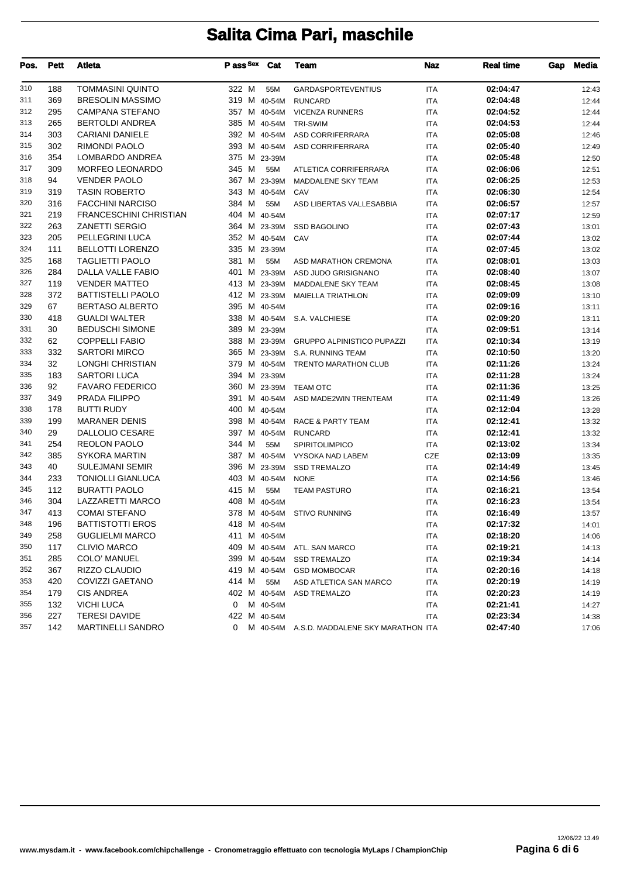# Salita Cima Pari, maschile

| Pos. | Pett | Atleta | P ass | Sex | Cat | Team | Naz | Real time | Gap | Media |
|---|---|---|---|---|---|---|---|---|---|---|
| 310 | 188 | TOMMASINI QUINTO | 322 | M | 55M | GARDASPORTEVENTIUS | ITA | 02:04:47 | | 12:43 |
| 311 | 369 | BRESOLIN MASSIMO | 319 | M | 40-54M | RUNCARD | ITA | 02:04:48 | | 12:44 |
| 312 | 295 | CAMPANA STEFANO | 357 | M | 40-54M | VICENZA RUNNERS | ITA | 02:04:52 | | 12:44 |
| 313 | 265 | BERTOLDI ANDREA | 385 | M | 40-54M | TRI-SWIM | ITA | 02:04:53 | | 12:44 |
| 314 | 303 | CARIANI DANIELE | 392 | M | 40-54M | ASD CORRIFERRARA | ITA | 02:05:08 | | 12:46 |
| 315 | 302 | RIMONDI PAOLO | 393 | M | 40-54M | ASD CORRIFERRARA | ITA | 02:05:40 | | 12:49 |
| 316 | 354 | LOMBARDO ANDREA | 375 | M | 23-39M | | ITA | 02:05:48 | | 12:50 |
| 317 | 309 | MORFEO LEONARDO | 345 | M | 55M | ATLETICA CORRIFERRARA | ITA | 02:06:06 | | 12:51 |
| 318 | 94 | VENDER PAOLO | 367 | M | 23-39M | MADDALENE SKY TEAM | ITA | 02:06:25 | | 12:53 |
| 319 | 319 | TASIN ROBERTO | 343 | M | 40-54M | CAV | ITA | 02:06:30 | | 12:54 |
| 320 | 316 | FACCHINI NARCISO | 384 | M | 55M | ASD LIBERTAS VALLESABBIA | ITA | 02:06:57 | | 12:57 |
| 321 | 219 | FRANCESCHINI CHRISTIAN | 404 | M | 40-54M | | ITA | 02:07:17 | | 12:59 |
| 322 | 263 | ZANETTI SERGIO | 364 | M | 23-39M | SSD BAGOLINO | ITA | 02:07:43 | | 13:01 |
| 323 | 205 | PELLEGRINI LUCA | 352 | M | 40-54M | CAV | ITA | 02:07:44 | | 13:02 |
| 324 | 111 | BELLOTTI LORENZO | 335 | M | 23-39M | | ITA | 02:07:45 | | 13:02 |
| 325 | 168 | TAGLIETTI PAOLO | 381 | M | 55M | ASD MARATHON CREMONA | ITA | 02:08:01 | | 13:03 |
| 326 | 284 | DALLA VALLE FABIO | 401 | M | 23-39M | ASD JUDO GRISIGNANO | ITA | 02:08:40 | | 13:07 |
| 327 | 119 | VENDER MATTEO | 413 | M | 23-39M | MADDALENE SKY TEAM | ITA | 02:08:45 | | 13:08 |
| 328 | 372 | BATTISTELLI PAOLO | 412 | M | 23-39M | MAIELLA TRIATHLON | ITA | 02:09:09 | | 13:10 |
| 329 | 67 | BERTASO ALBERTO | 395 | M | 40-54M | | ITA | 02:09:16 | | 13:11 |
| 330 | 418 | GUALDI WALTER | 338 | M | 40-54M | S.A. VALCHIESE | ITA | 02:09:20 | | 13:11 |
| 331 | 30 | BEDUSCHI SIMONE | 389 | M | 23-39M | | ITA | 02:09:51 | | 13:14 |
| 332 | 62 | COPPELLI FABIO | 388 | M | 23-39M | GRUPPO ALPINISTICO PUPAZZI | ITA | 02:10:34 | | 13:19 |
| 333 | 332 | SARTORI MIRCO | 365 | M | 23-39M | S.A. RUNNING TEAM | ITA | 02:10:50 | | 13:20 |
| 334 | 32 | LONGHI CHRISTIAN | 379 | M | 40-54M | TRENTO MARATHON CLUB | ITA | 02:11:26 | | 13:24 |
| 335 | 183 | SARTORI LUCA | 394 | M | 23-39M | | ITA | 02:11:28 | | 13:24 |
| 336 | 92 | FAVARO FEDERICO | 360 | M | 23-39M | TEAM OTC | ITA | 02:11:36 | | 13:25 |
| 337 | 349 | PRADA FILIPPO | 391 | M | 40-54M | ASD MADE2WIN TRENTEAM | ITA | 02:11:49 | | 13:26 |
| 338 | 178 | BUTTI RUDY | 400 | M | 40-54M | | ITA | 02:12:04 | | 13:28 |
| 339 | 199 | MARANER DENIS | 398 | M | 40-54M | RACE & PARTY TEAM | ITA | 02:12:41 | | 13:32 |
| 340 | 29 | DALLOLIO CESARE | 397 | M | 40-54M | RUNCARD | ITA | 02:12:41 | | 13:32 |
| 341 | 254 | REOLON PAOLO | 344 | M | 55M | SPIRITOLIMPICO | ITA | 02:13:02 | | 13:34 |
| 342 | 385 | SYKORA MARTIN | 387 | M | 40-54M | VYSOKA NAD LABEM | CZE | 02:13:09 | | 13:35 |
| 343 | 40 | SULEJMANI SEMIR | 396 | M | 23-39M | SSD TREMALZO | ITA | 02:14:49 | | 13:45 |
| 344 | 233 | TONIOLLI GIANLUCA | 403 | M | 40-54M | NONE | ITA | 02:14:56 | | 13:46 |
| 345 | 112 | BURATTI PAOLO | 415 | M | 55M | TEAM PASTURO | ITA | 02:16:21 | | 13:54 |
| 346 | 304 | LAZZARETTI MARCO | 408 | M | 40-54M | | ITA | 02:16:23 | | 13:54 |
| 347 | 413 | COMAI STEFANO | 378 | M | 40-54M | STIVO RUNNING | ITA | 02:16:49 | | 13:57 |
| 348 | 196 | BATTISTOTTI EROS | 418 | M | 40-54M | | ITA | 02:17:32 | | 14:01 |
| 349 | 258 | GUGLIELMI MARCO | 411 | M | 40-54M | | ITA | 02:18:20 | | 14:06 |
| 350 | 117 | CLIVIO MARCO | 409 | M | 40-54M | ATL. SAN MARCO | ITA | 02:19:21 | | 14:13 |
| 351 | 285 | COLO' MANUEL | 399 | M | 40-54M | SSD TREMALZO | ITA | 02:19:34 | | 14:14 |
| 352 | 367 | RIZZO CLAUDIO | 419 | M | 40-54M | GSD MOMBOCAR | ITA | 02:20:16 | | 14:18 |
| 353 | 420 | COVIZZI GAETANO | 414 | M | 55M | ASD ATLETICA SAN MARCO | ITA | 02:20:19 | | 14:19 |
| 354 | 179 | CIS ANDREA | 402 | M | 40-54M | ASD TREMALZO | ITA | 02:20:23 | | 14:19 |
| 355 | 132 | VICHI LUCA | 0 | M | 40-54M | | ITA | 02:21:41 | | 14:27 |
| 356 | 227 | TERESI DAVIDE | 422 | M | 40-54M | | ITA | 02:23:34 | | 14:38 |
| 357 | 142 | MARTINELLI SANDRO | 0 | M | 40-54M | A.S.D. MADDALENE SKY MARATHON | ITA | 02:47:40 | | 17:06 |

12/06/22 13.49

www.mysdam.it - www.facebook.com/chipchallenge - Cronometraggio effettuato con tecnologia MyLaps / ChampionChip